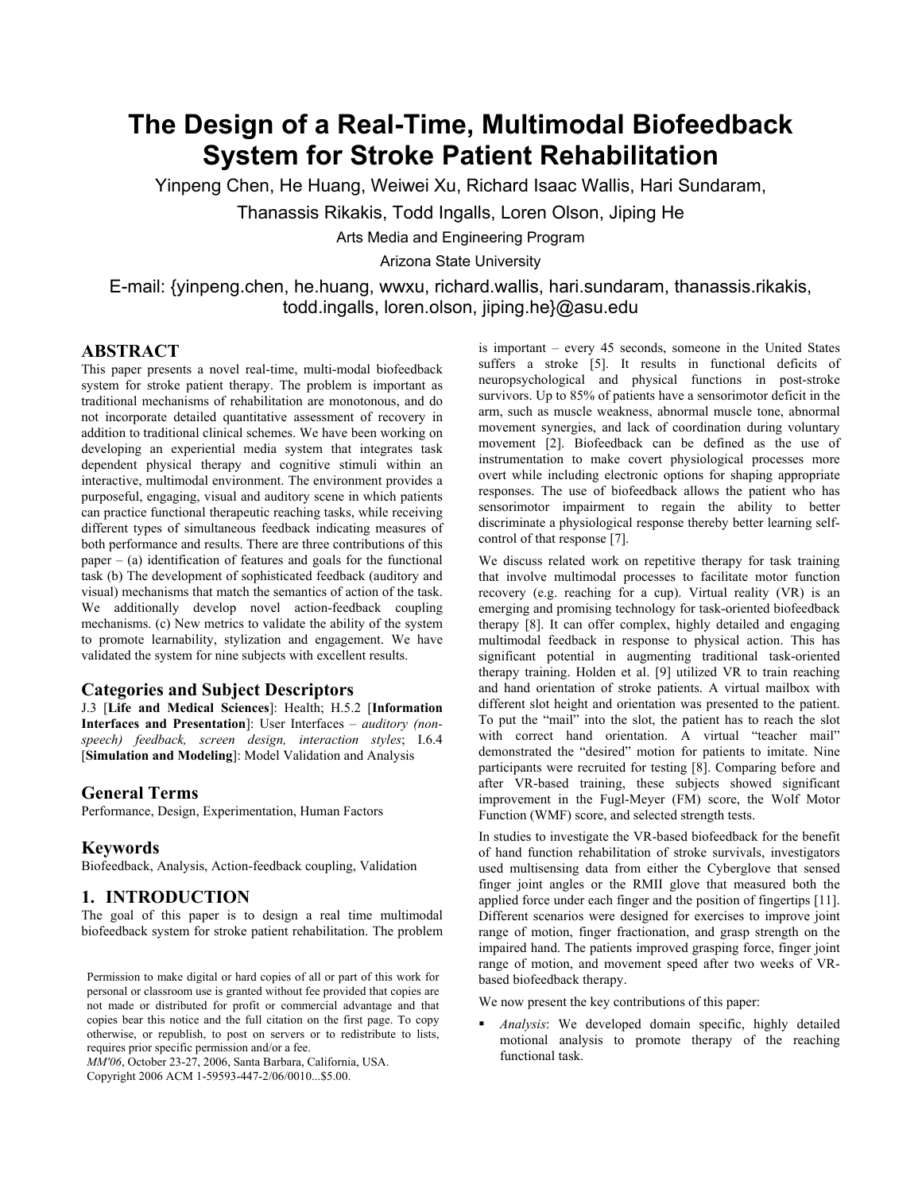# The Design of a Real-Time, Multimodal Biofeedback System for Stroke Patient Rehabilitation

Yinpeng Chen, He Huang, Weiwei Xu, Richard Isaac Wallis, Hari Sundaram, Thanassis Rikakis, Todd Ingalls, Loren Olson, Jiping He

Arts Media and Engineering Program

Arizona State University

E-mail: {yinpeng.chen, he.huang, wwxu, richard.wallis, hari.sundaram, thanassis.rikakis, todd.ingalls, loren.olson, jiping.he}@asu.edu

## ABSTRACT

This paper presents a novel real-time, multi-modal biofeedback system for stroke patient therapy. The problem is important as traditional mechanisms of rehabilitation are monotonous, and do not incorporate detailed quantitative assessment of recovery in addition to traditional clinical schemes. We have been working on developing an experiential media system that integrates task dependent physical therapy and cognitive stimuli within an interactive, multimodal environment. The environment provides a purposeful, engaging, visual and auditory scene in which patients can practice functional therapeutic reaching tasks, while receiving different types of simultaneous feedback indicating measures of both performance and results. There are three contributions of this paper – (a) identification of features and goals for the functional task (b) The development of sophisticated feedback (auditory and visual) mechanisms that match the semantics of action of the task. We additionally develop novel action-feedback coupling mechanisms. (c) New metrics to validate the ability of the system to promote learnability, stylization and engagement. We have validated the system for nine subjects with excellent results.

### Categories and Subject Descriptors

J.3 [**Life and Medical Sciences**]: Health; H.5.2 [**Information Interfaces and Presentation**]: User Interfaces – *auditory (non-speech) feedback, screen design, interaction styles*; I.6.4 [**Simulation and Modeling**]: Model Validation and Analysis

### General Terms

Performance, Design, Experimentation, Human Factors

### Keywords

Biofeedback, Analysis, Action-feedback coupling, Validation

## 1. INTRODUCTION

The goal of this paper is to design a real time multimodal biofeedback system for stroke patient rehabilitation. The problem is important – every 45 seconds, someone in the United States suffers a stroke [5]. It results in functional deficits of neuropsychological and physical functions in post-stroke survivors. Up to 85% of patients have a sensorimotor deficit in the arm, such as muscle weakness, abnormal muscle tone, abnormal movement synergies, and lack of coordination during voluntary movement [2]. Biofeedback can be defined as the use of instrumentation to make covert physiological processes more overt while including electronic options for shaping appropriate responses. The use of biofeedback allows the patient who has sensorimotor impairment to regain the ability to better discriminate a physiological response thereby better learning self-control of that response [7].

We discuss related work on repetitive therapy for task training that involve multimodal processes to facilitate motor function recovery (e.g. reaching for a cup). Virtual reality (VR) is an emerging and promising technology for task-oriented biofeedback therapy [8]. It can offer complex, highly detailed and engaging multimodal feedback in response to physical action. This has significant potential in augmenting traditional task-oriented therapy training. Holden et al. [9] utilized VR to train reaching and hand orientation of stroke patients. A virtual mailbox with different slot height and orientation was presented to the patient. To put the "mail" into the slot, the patient has to reach the slot with correct hand orientation. A virtual "teacher mail" demonstrated the "desired" motion for patients to imitate. Nine participants were recruited for testing [8]. Comparing before and after VR-based training, these subjects showed significant improvement in the Fugl-Meyer (FM) score, the Wolf Motor Function (WMF) score, and selected strength tests.

In studies to investigate the VR-based biofeedback for the benefit of hand function rehabilitation of stroke survivals, investigators used multisensing data from either the Cyberglove that sensed finger joint angles or the RMII glove that measured both the applied force under each finger and the position of fingertips [11]. Different scenarios were designed for exercises to improve joint range of motion, finger fractionation, and grasp strength on the impaired hand. The patients improved grasping force, finger joint range of motion, and movement speed after two weeks of VR-based biofeedback therapy.

We now present the key contributions of this paper:

- *Analysis*: We developed domain specific, highly detailed motional analysis to promote therapy of the reaching functional task.

Permission to make digital or hard copies of all or part of this work for personal or classroom use is granted without fee provided that copies are not made or distributed for profit or commercial advantage and that copies bear this notice and the full citation on the first page. To copy otherwise, or republish, to post on servers or to redistribute to lists, requires prior specific permission and/or a fee.
*MM'06*, October 23-27, 2006, Santa Barbara, California, USA.
Copyright 2006 ACM 1-59593-447-2/06/0010...$5.00.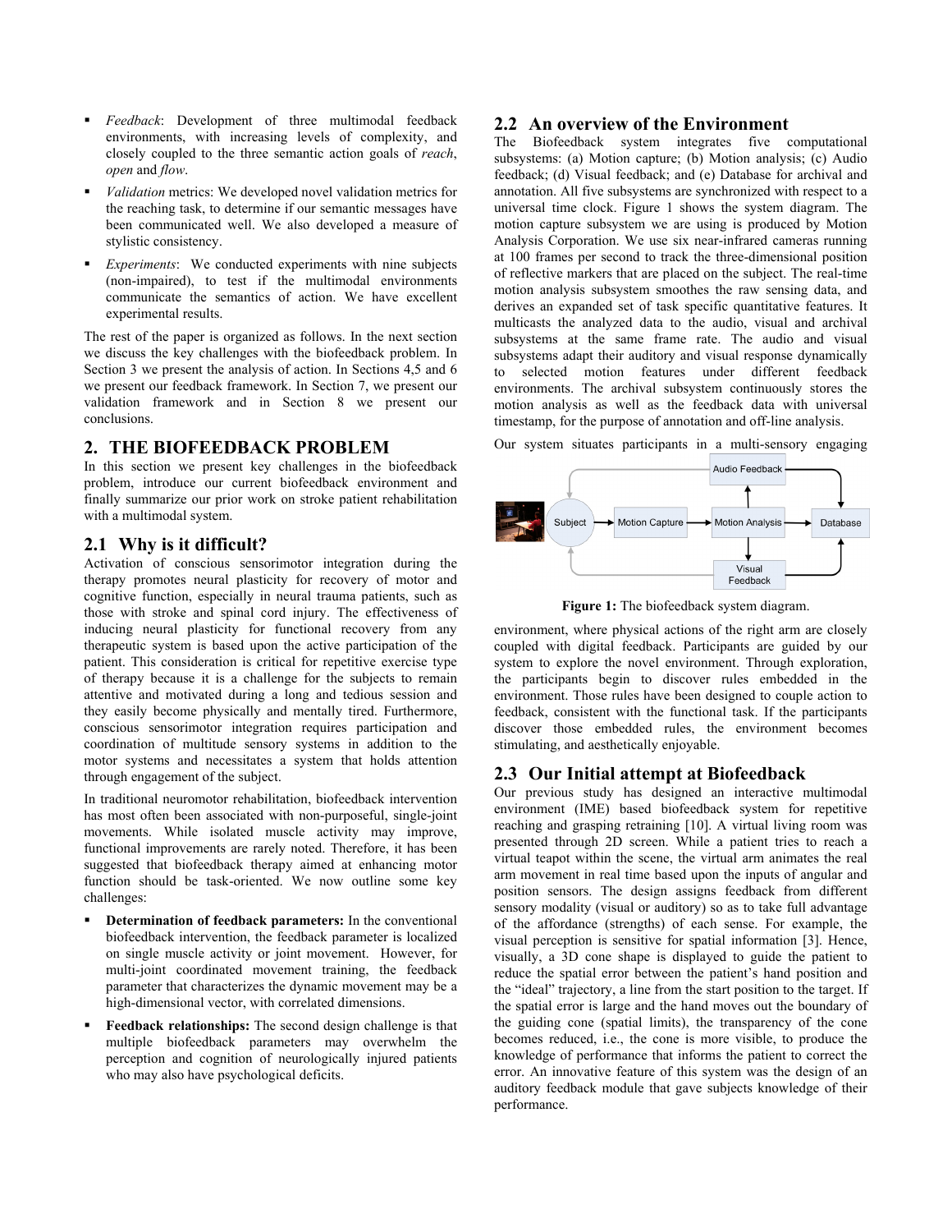- *Feedback*: Development of three multimodal feedback environments, with increasing levels of complexity, and closely coupled to the three semantic action goals of *reach*, *open* and *flow*.
- *Validation* metrics: We developed novel validation metrics for the reaching task, to determine if our semantic messages have been communicated well. We also developed a measure of stylistic consistency.
- *Experiments*: We conducted experiments with nine subjects (non-impaired), to test if the multimodal environments communicate the semantics of action. We have excellent experimental results.

The rest of the paper is organized as follows. In the next section we discuss the key challenges with the biofeedback problem. In Section 3 we present the analysis of action. In Sections 4,5 and 6 we present our feedback framework. In Section 7, we present our validation framework and in Section 8 we present our conclusions.

## 2. THE BIOFEEDBACK PROBLEM

In this section we present key challenges in the biofeedback problem, introduce our current biofeedback environment and finally summarize our prior work on stroke patient rehabilitation with a multimodal system.

### 2.1 Why is it difficult?

Activation of conscious sensorimotor integration during the therapy promotes neural plasticity for recovery of motor and cognitive function, especially in neural trauma patients, such as those with stroke and spinal cord injury. The effectiveness of inducing neural plasticity for functional recovery from any therapeutic system is based upon the active participation of the patient. This consideration is critical for repetitive exercise type of therapy because it is a challenge for the subjects to remain attentive and motivated during a long and tedious session and they easily become physically and mentally tired. Furthermore, conscious sensorimotor integration requires participation and coordination of multitude sensory systems in addition to the motor systems and necessitates a system that holds attention through engagement of the subject.

In traditional neuromotor rehabilitation, biofeedback intervention has most often been associated with non-purposeful, single-joint movements. While isolated muscle activity may improve, functional improvements are rarely noted. Therefore, it has been suggested that biofeedback therapy aimed at enhancing motor function should be task-oriented. We now outline some key challenges:

- **Determination of feedback parameters:** In the conventional biofeedback intervention, the feedback parameter is localized on single muscle activity or joint movement. However, for multi-joint coordinated movement training, the feedback parameter that characterizes the dynamic movement may be a high-dimensional vector, with correlated dimensions.
- **Feedback relationships:** The second design challenge is that multiple biofeedback parameters may overwhelm the perception and cognition of neurologically injured patients who may also have psychological deficits.

### 2.2 An overview of the Environment

The Biofeedback system integrates five computational subsystems: (a) Motion capture; (b) Motion analysis; (c) Audio feedback; (d) Visual feedback; and (e) Database for archival and annotation. All five subsystems are synchronized with respect to a universal time clock. Figure 1 shows the system diagram. The motion capture subsystem we are using is produced by Motion Analysis Corporation. We use six near-infrared cameras running at 100 frames per second to track the three-dimensional position of reflective markers that are placed on the subject. The real-time motion analysis subsystem smoothes the raw sensing data, and derives an expanded set of task specific quantitative features. It multicasts the analyzed data to the audio, visual and archival subsystems at the same frame rate. The audio and visual subsystems adapt their auditory and visual response dynamically to selected motion features under different feedback environments. The archival subsystem continuously stores the motion analysis as well as the feedback data with universal timestamp, for the purpose of annotation and off-line analysis.

Our system situates participants in a multi-sensory engaging

**Figure 1:** The biofeedback system diagram.

environment, where physical actions of the right arm are closely coupled with digital feedback. Participants are guided by our system to explore the novel environment. Through exploration, the participants begin to discover rules embedded in the environment. Those rules have been designed to couple action to feedback, consistent with the functional task. If the participants discover those embedded rules, the environment becomes stimulating, and aesthetically enjoyable.

### 2.3 Our Initial attempt at Biofeedback

Our previous study has designed an interactive multimodal environment (IME) based biofeedback system for repetitive reaching and grasping retraining [10]. A virtual living room was presented through 2D screen. While a patient tries to reach a virtual teapot within the scene, the virtual arm animates the real arm movement in real time based upon the inputs of angular and position sensors. The design assigns feedback from different sensory modality (visual or auditory) so as to take full advantage of the affordance (strengths) of each sense. For example, the visual perception is sensitive for spatial information [3]. Hence, visually, a 3D cone shape is displayed to guide the patient to reduce the spatial error between the patient's hand position and the "ideal" trajectory, a line from the start position to the target. If the spatial error is large and the hand moves out the boundary of the guiding cone (spatial limits), the transparency of the cone becomes reduced, i.e., the cone is more visible, to produce the knowledge of performance that informs the patient to correct the error. An innovative feature of this system was the design of an auditory feedback module that gave subjects knowledge of their performance.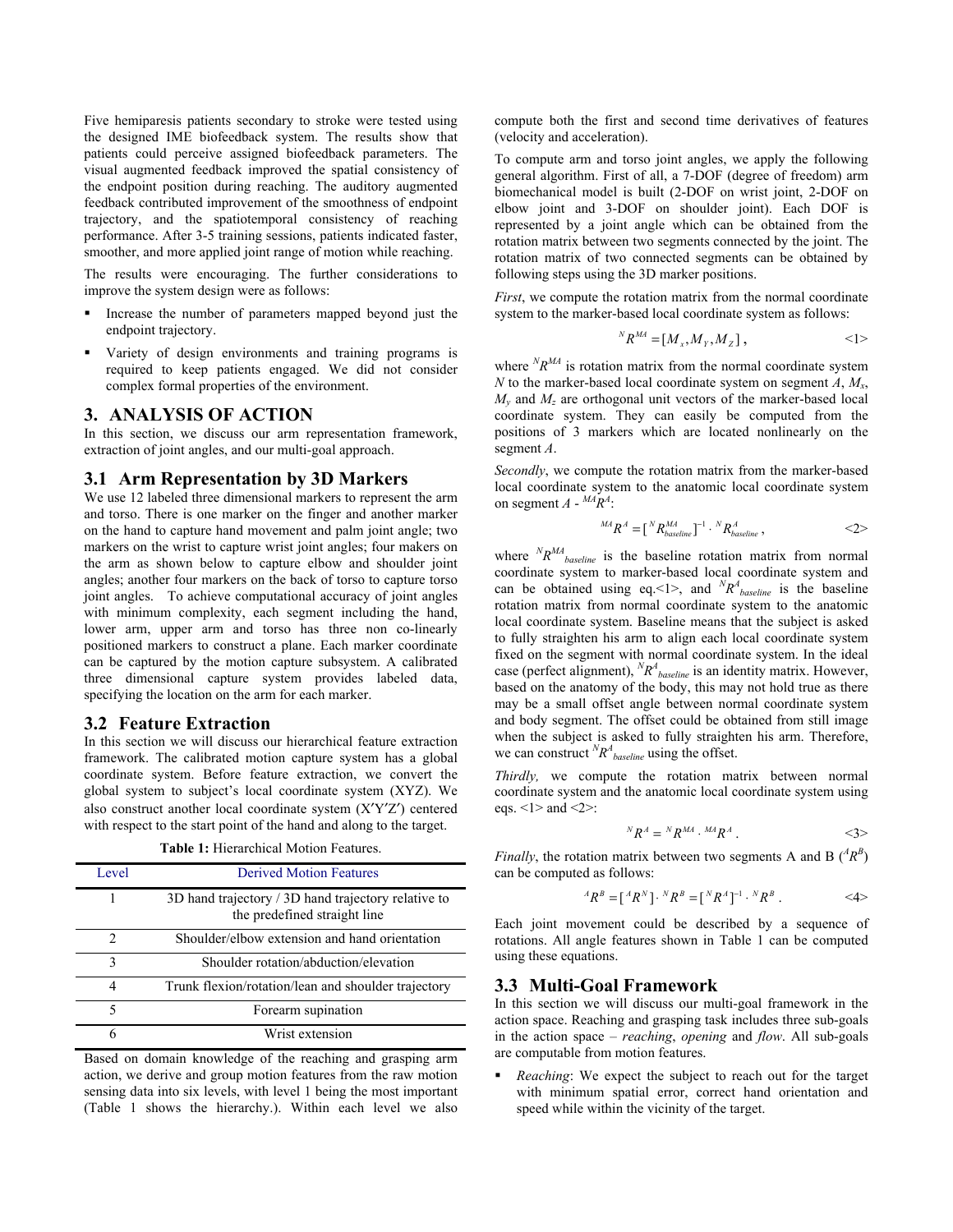Five hemiparesis patients secondary to stroke were tested using the designed IME biofeedback system. The results show that patients could perceive assigned biofeedback parameters. The visual augmented feedback improved the spatial consistency of the endpoint position during reaching. The auditory augmented feedback contributed improvement of the smoothness of endpoint trajectory, and the spatiotemporal consistency of reaching performance. After 3-5 training sessions, patients indicated faster, smoother, and more applied joint range of motion while reaching.

The results were encouraging. The further considerations to improve the system design were as follows:

- Increase the number of parameters mapped beyond just the endpoint trajectory.
- Variety of design environments and training programs is required to keep patients engaged. We did not consider complex formal properties of the environment.

## 3. ANALYSIS OF ACTION

In this section, we discuss our arm representation framework, extraction of joint angles, and our multi-goal approach.

### 3.1 Arm Representation by 3D Markers

We use 12 labeled three dimensional markers to represent the arm and torso. There is one marker on the finger and another marker on the hand to capture hand movement and palm joint angle; two markers on the wrist to capture wrist joint angles; four makers on the arm as shown below to capture elbow and shoulder joint angles; another four markers on the back of torso to capture torso joint angles. To achieve computational accuracy of joint angles with minimum complexity, each segment including the hand, lower arm, upper arm and torso has three non co-linearly positioned markers to construct a plane. Each marker coordinate can be captured by the motion capture subsystem. A calibrated three dimensional capture system provides labeled data, specifying the location on the arm for each marker.

### 3.2 Feature Extraction

In this section we will discuss our hierarchical feature extraction framework. The calibrated motion capture system has a global coordinate system. Before feature extraction, we convert the global system to subject's local coordinate system (XYZ). We also construct another local coordinate system (X′Y′Z′) centered with respect to the start point of the hand and along to the target.

**Table 1:** Hierarchical Motion Features.

| Level | Derived Motion Features |
|---|---|
| 1 | 3D hand trajectory / 3D hand trajectory relative to the predefined straight line |
| 2 | Shoulder/elbow extension and hand orientation |
| 3 | Shoulder rotation/abduction/elevation |
| 4 | Trunk flexion/rotation/lean and shoulder trajectory |
| 5 | Forearm supination |
| 6 | Wrist extension |

Based on domain knowledge of the reaching and grasping arm action, we derive and group motion features from the raw motion sensing data into six levels, with level 1 being the most important (Table 1 shows the hierarchy.). Within each level we also compute both the first and second time derivatives of features (velocity and acceleration).

To compute arm and torso joint angles, we apply the following general algorithm. First of all, a 7-DOF (degree of freedom) arm biomechanical model is built (2-DOF on wrist joint, 2-DOF on elbow joint and 3-DOF on shoulder joint). Each DOF is represented by a joint angle which can be obtained from the rotation matrix between two segments connected by the joint. The rotation matrix of two connected segments can be obtained by following steps using the 3D marker positions.

*First*, we compute the rotation matrix from the normal coordinate system to the marker-based local coordinate system as follows:

$$ {}^{N}R^{MA} = [M_x, M_Y, M_Z] \, , \qquad <1> $$

where ${}^{N}R^{MA}$ is rotation matrix from the normal coordinate system $N$ to the marker-based local coordinate system on segment $A$, $M_x$, $M_y$ and $M_z$ are orthogonal unit vectors of the marker-based local coordinate system. They can easily be computed from the positions of 3 markers which are located nonlinearly on the segment $A$.

*Secondly*, we compute the rotation matrix from the marker-based local coordinate system to the anatomic local coordinate system on segment $A$ - ${}^{MA}R^{A}$:

$$ {}^{MA}R^{A} = [{}^{N}R^{MA}_{baseline}]^{-1} \cdot {}^{N}R^{A}_{baseline} \, , \qquad <2> $$

where ${}^{N}R^{MA}_{baseline}$ is the baseline rotation matrix from normal coordinate system to marker-based local coordinate system and can be obtained using eq.<1>, and ${}^{N}R^{A}_{baseline}$ is the baseline rotation matrix from normal coordinate system to the anatomic local coordinate system. Baseline means that the subject is asked to fully straighten his arm to align each local coordinate system fixed on the segment with normal coordinate system. In the ideal case (perfect alignment), ${}^{N}R^{A}_{baseline}$ is an identity matrix. However, based on the anatomy of the body, this may not hold true as there may be a small offset angle between normal coordinate system and body segment. The offset could be obtained from still image when the subject is asked to fully straighten his arm. Therefore, we can construct ${}^{N}R^{A}_{baseline}$ using the offset.

*Thirdly,* we compute the rotation matrix between normal coordinate system and the anatomic local coordinate system using eqs. <1> and <2>:

$$ {}^{N}R^{A} = {}^{N}R^{MA} \cdot {}^{MA}R^{A} \, . \qquad <3> $$

*Finally*, the rotation matrix between two segments A and B (${}^{A}R^{B}$) can be computed as follows:

$$ {}^{A}R^{B} = [{}^{A}R^{N}] \cdot {}^{N}R^{B} = [{}^{N}R^{A}]^{-1} \cdot {}^{N}R^{B} \, . \qquad <4> $$

Each joint movement could be described by a sequence of rotations. All angle features shown in Table 1 can be computed using these equations.

### 3.3 Multi-Goal Framework

In this section we will discuss our multi-goal framework in the action space. Reaching and grasping task includes three sub-goals in the action space – *reaching*, *opening* and *flow*. All sub-goals are computable from motion features.

- *Reaching*: We expect the subject to reach out for the target with minimum spatial error, correct hand orientation and speed while within the vicinity of the target.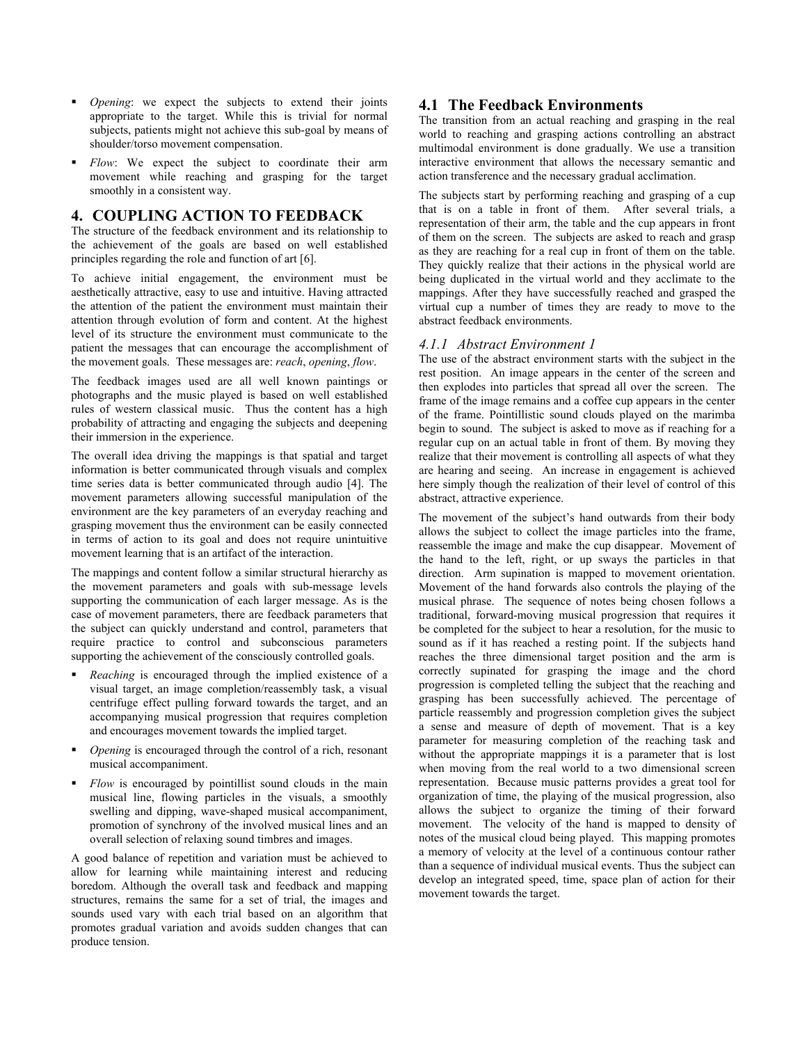- *Opening*: we expect the subjects to extend their joints appropriate to the target. While this is trivial for normal subjects, patients might not achieve this sub-goal by means of shoulder/torso movement compensation.
- *Flow*: We expect the subject to coordinate their arm movement while reaching and grasping for the target smoothly in a consistent way.

# 4. COUPLING ACTION TO FEEDBACK

The structure of the feedback environment and its relationship to the achievement of the goals are based on well established principles regarding the role and function of art [6].

To achieve initial engagement, the environment must be aesthetically attractive, easy to use and intuitive. Having attracted the attention of the patient the environment must maintain their attention through evolution of form and content. At the highest level of its structure the environment must communicate to the patient the messages that can encourage the accomplishment of the movement goals. These messages are: *reach*, *opening*, *flow*.

The feedback images used are all well known paintings or photographs and the music played is based on well established rules of western classical music. Thus the content has a high probability of attracting and engaging the subjects and deepening their immersion in the experience.

The overall idea driving the mappings is that spatial and target information is better communicated through visuals and complex time series data is better communicated through audio [4]. The movement parameters allowing successful manipulation of the environment are the key parameters of an everyday reaching and grasping movement thus the environment can be easily connected in terms of action to its goal and does not require unintuitive movement learning that is an artifact of the interaction.

The mappings and content follow a similar structural hierarchy as the movement parameters and goals with sub-message levels supporting the communication of each larger message. As is the case of movement parameters, there are feedback parameters that the subject can quickly understand and control, parameters that require practice to control and subconscious parameters supporting the achievement of the consciously controlled goals.

- *Reaching* is encouraged through the implied existence of a visual target, an image completion/reassembly task, a visual centrifuge effect pulling forward towards the target, and an accompanying musical progression that requires completion and encourages movement towards the implied target.
- *Opening* is encouraged through the control of a rich, resonant musical accompaniment.
- *Flow* is encouraged by pointillist sound clouds in the main musical line, flowing particles in the visuals, a smoothly swelling and dipping, wave-shaped musical accompaniment, promotion of synchrony of the involved musical lines and an overall selection of relaxing sound timbres and images.

A good balance of repetition and variation must be achieved to allow for learning while maintaining interest and reducing boredom. Although the overall task and feedback and mapping structures, remains the same for a set of trial, the images and sounds used vary with each trial based on an algorithm that promotes gradual variation and avoids sudden changes that can produce tension.

## 4.1 The Feedback Environments

The transition from an actual reaching and grasping in the real world to reaching and grasping actions controlling an abstract multimodal environment is done gradually. We use a transition interactive environment that allows the necessary semantic and action transference and the necessary gradual acclimation.

The subjects start by performing reaching and grasping of a cup that is on a table in front of them. After several trials, a representation of their arm, the table and the cup appears in front of them on the screen. The subjects are asked to reach and grasp as they are reaching for a real cup in front of them on the table. They quickly realize that their actions in the physical world are being duplicated in the virtual world and they acclimate to the mappings. After they have successfully reached and grasped the virtual cup a number of times they are ready to move to the abstract feedback environments.

### *4.1.1 Abstract Environment 1*

The use of the abstract environment starts with the subject in the rest position. An image appears in the center of the screen and then explodes into particles that spread all over the screen. The frame of the image remains and a coffee cup appears in the center of the frame. Pointillistic sound clouds played on the marimba begin to sound. The subject is asked to move as if reaching for a regular cup on an actual table in front of them. By moving they realize that their movement is controlling all aspects of what they are hearing and seeing. An increase in engagement is achieved here simply though the realization of their level of control of this abstract, attractive experience.

The movement of the subject's hand outwards from their body allows the subject to collect the image particles into the frame, reassemble the image and make the cup disappear. Movement of the hand to the left, right, or up sways the particles in that direction. Arm supination is mapped to movement orientation. Movement of the hand forwards also controls the playing of the musical phrase. The sequence of notes being chosen follows a traditional, forward-moving musical progression that requires it be completed for the subject to hear a resolution, for the music to sound as if it has reached a resting point. If the subjects hand reaches the three dimensional target position and the arm is correctly supinated for grasping the image and the chord progression is completed telling the subject that the reaching and grasping has been successfully achieved. The percentage of particle reassembly and progression completion gives the subject a sense and measure of depth of movement. That is a key parameter for measuring completion of the reaching task and without the appropriate mappings it is a parameter that is lost when moving from the real world to a two dimensional screen representation. Because music patterns provides a great tool for organization of time, the playing of the musical progression, also allows the subject to organize the timing of their forward movement. The velocity of the hand is mapped to density of notes of the musical cloud being played. This mapping promotes a memory of velocity at the level of a continuous contour rather than a sequence of individual musical events. Thus the subject can develop an integrated speed, time, space plan of action for their movement towards the target.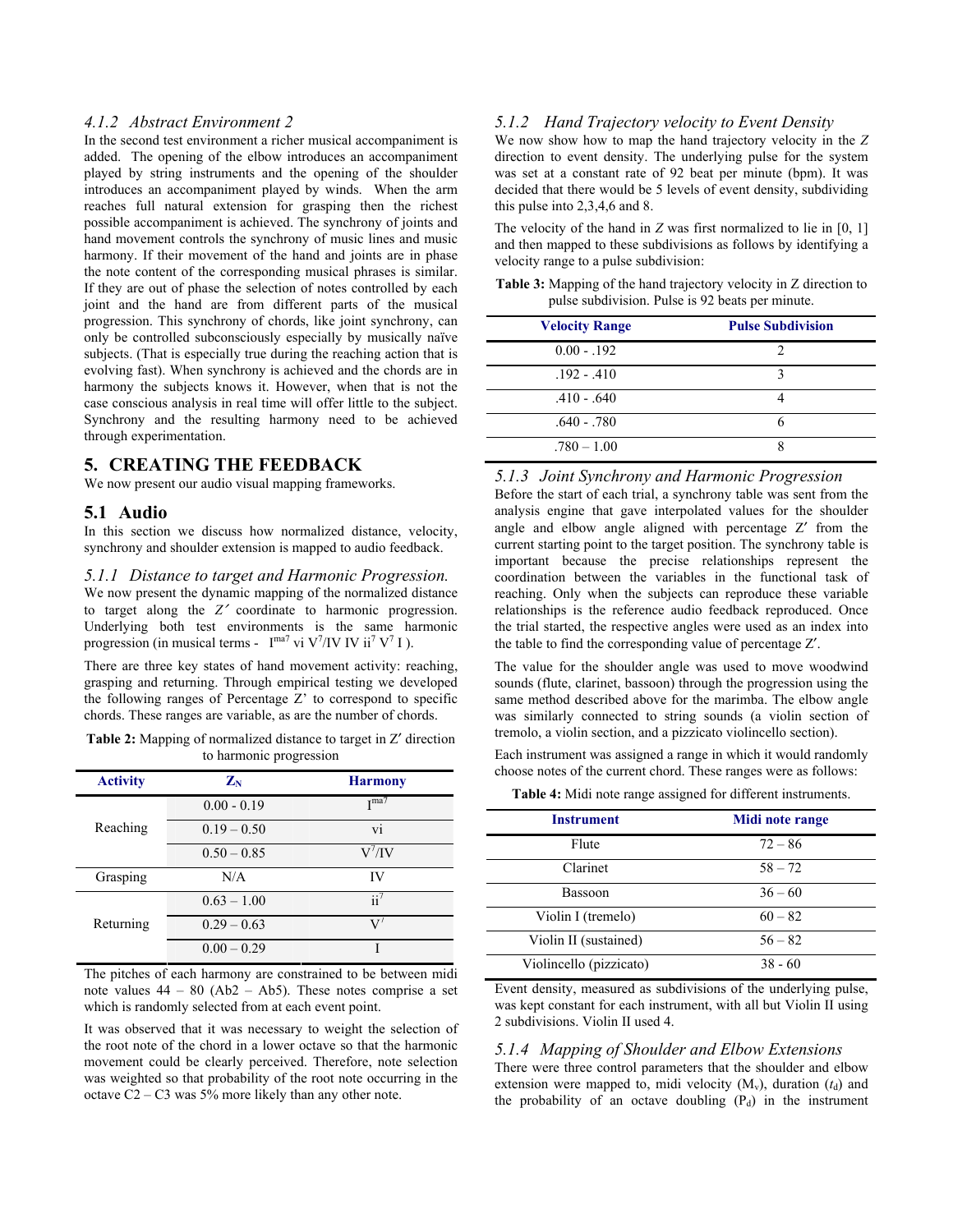### 4.1.2 Abstract Environment 2

In the second test environment a richer musical accompaniment is added. The opening of the elbow introduces an accompaniment played by string instruments and the opening of the shoulder introduces an accompaniment played by winds. When the arm reaches full natural extension for grasping then the richest possible accompaniment is achieved. The synchrony of joints and hand movement controls the synchrony of music lines and music harmony. If their movement of the hand and joints are in phase the note content of the corresponding musical phrases is similar. If they are out of phase the selection of notes controlled by each joint and the hand are from different parts of the musical progression. This synchrony of chords, like joint synchrony, can only be controlled subconsciously especially by musically naïve subjects. (That is especially true during the reaching action that is evolving fast). When synchrony is achieved and the chords are in harmony the subjects knows it. However, when that is not the case conscious analysis in real time will offer little to the subject. Synchrony and the resulting harmony need to be achieved through experimentation.

## 5. CREATING THE FEEDBACK

We now present our audio visual mapping frameworks.

### 5.1 Audio

In this section we discuss how normalized distance, velocity, synchrony and shoulder extension is mapped to audio feedback.

#### 5.1.1 Distance to target and Harmonic Progression.

We now present the dynamic mapping of the normalized distance to target along the $Z'$ coordinate to harmonic progression. Underlying both test environments is the same harmonic progression (in musical terms - $I^{ma7}$ vi $V^7$/IV IV $ii^7$ $V^7$ I ).

There are three key states of hand movement activity: reaching, grasping and returning. Through empirical testing we developed the following ranges of Percentage Z' to correspond to specific chords. These ranges are variable, as are the number of chords.

**Table 2:** Mapping of normalized distance to target in $Z'$ direction to harmonic progression

| Activity | $Z_N$ | Harmony |
|---|---|---|
| Reaching | 0.00 - 0.19 | $I^{ma7}$ |
| | 0.19 – 0.50 | vi |
| | 0.50 – 0.85 | $V^7$/IV |
| Grasping | N/A | IV |
| Returning | 0.63 – 1.00 | $ii^7$ |
| | 0.29 – 0.63 | $V^7$ |
| | 0.00 – 0.29 | I |

The pitches of each harmony are constrained to be between midi note values 44 – 80 (Ab2 – Ab5). These notes comprise a set which is randomly selected from at each event point.

It was observed that it was necessary to weight the selection of the root note of the chord in a lower octave so that the harmonic movement could be clearly perceived. Therefore, note selection was weighted so that probability of the root note occurring in the octave C2 – C3 was 5% more likely than any other note.

#### 5.1.2 Hand Trajectory velocity to Event Density

We now show how to map the hand trajectory velocity in the $Z$ direction to event density. The underlying pulse for the system was set at a constant rate of 92 beat per minute (bpm). It was decided that there would be 5 levels of event density, subdividing this pulse into 2,3,4,6 and 8.

The velocity of the hand in $Z$ was first normalized to lie in [0, 1] and then mapped to these subdivisions as follows by identifying a velocity range to a pulse subdivision:

**Table 3:** Mapping of the hand trajectory velocity in Z direction to pulse subdivision. Pulse is 92 beats per minute.

| Velocity Range | Pulse Subdivision |
|---|---|
| 0.00 - .192 | 2 |
| .192 - .410 | 3 |
| .410 - .640 | 4 |
| .640 - .780 | 6 |
| .780 – 1.00 | 8 |

#### 5.1.3 Joint Synchrony and Harmonic Progression

Before the start of each trial, a synchrony table was sent from the analysis engine that gave interpolated values for the shoulder angle and elbow angle aligned with percentage $Z'$ from the current starting point to the target position. The synchrony table is important because the precise relationships represent the coordination between the variables in the functional task of reaching. Only when the subjects can reproduce these variable relationships is the reference audio feedback reproduced. Once the trial started, the respective angles were used as an index into the table to find the corresponding value of percentage $Z'$.

The value for the shoulder angle was used to move woodwind sounds (flute, clarinet, bassoon) through the progression using the same method described above for the marimba. The elbow angle was similarly connected to string sounds (a violin section of tremolo, a violin section, and a pizzicato violincello section).

Each instrument was assigned a range in which it would randomly choose notes of the current chord. These ranges were as follows:

**Table 4:** Midi note range assigned for different instruments.

| Instrument | Midi note range |
|---|---|
| Flute | 72 – 86 |
| Clarinet | 58 – 72 |
| Bassoon | 36 – 60 |
| Violin I (tremelo) | 60 – 82 |
| Violin II (sustained) | 56 – 82 |
| Violincello (pizzicato) | 38 - 60 |

Event density, measured as subdivisions of the underlying pulse, was kept constant for each instrument, with all but Violin II using 2 subdivisions. Violin II used 4.

#### 5.1.4 Mapping of Shoulder and Elbow Extensions

There were three control parameters that the shoulder and elbow extension were mapped to, midi velocity ($M_v$), duration ($t_d$) and the probability of an octave doubling ($P_d$) in the instrument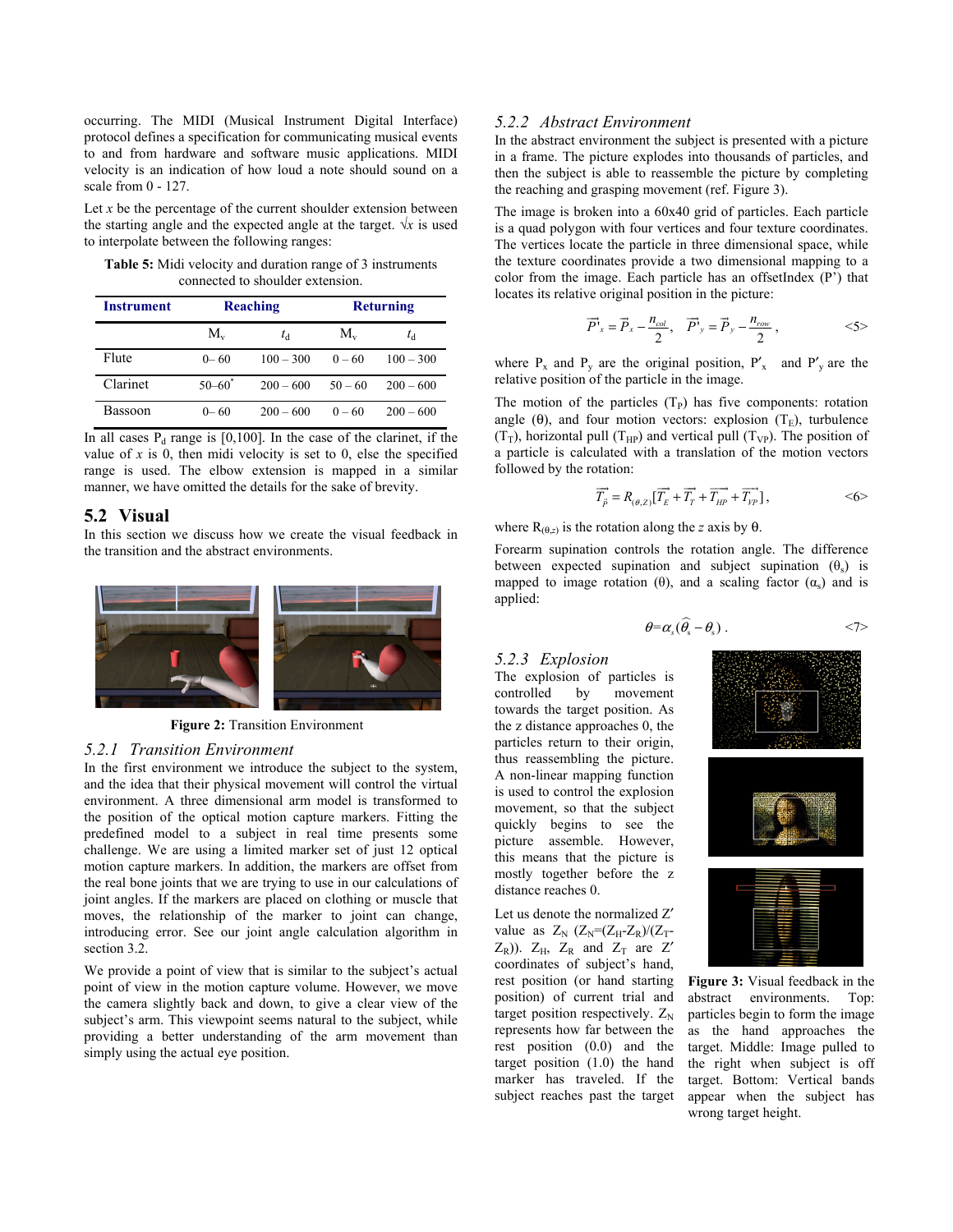occurring. The MIDI (Musical Instrument Digital Interface) protocol defines a specification for communicating musical events to and from hardware and software music applications. MIDI velocity is an indication of how loud a note should sound on a scale from 0 - 127.

Let $x$ be the percentage of the current shoulder extension between the starting angle and the expected angle at the target. $\sqrt{x}$ is used to interpolate between the following ranges:

**Table 5:** Midi velocity and duration range of 3 instruments connected to shoulder extension.

| Instrument | Reaching | | Returning | |
|---|---|---|---|---|
| | $M_v$ | $t_d$ | $M_v$ | $t_d$ |
| Flute | 0– 60 | 100 – 300 | 0 – 60 | 100 – 300 |
| Clarinet | 50–60* | 200 – 600 | 50 – 60 | 200 – 600 |
| Bassoon | 0– 60 | 200 – 600 | 0 – 60 | 200 – 600 |

In all cases $P_d$ range is [0,100]. In the case of the clarinet, if the value of $x$ is 0, then midi velocity is set to 0, else the specified range is used. The elbow extension is mapped in a similar manner, we have omitted the details for the sake of brevity.

## 5.2 Visual

In this section we discuss how we create the visual feedback in the transition and the abstract environments.

**Figure 2:** Transition Environment

### 5.2.1 *Transition Environment*

In the first environment we introduce the subject to the system, and the idea that their physical movement will control the virtual environment. A three dimensional arm model is transformed to the position of the optical motion capture markers. Fitting the predefined model to a subject in real time presents some challenge. We are using a limited marker set of just 12 optical motion capture markers. In addition, the markers are offset from the real bone joints that we are trying to use in our calculations of joint angles. If the markers are placed on clothing or muscle that moves, the relationship of the marker to joint can change, introducing error. See our joint angle calculation algorithm in section 3.2.

We provide a point of view that is similar to the subject's actual point of view in the motion capture volume. However, we move the camera slightly back and down, to give a clear view of the subject's arm. This viewpoint seems natural to the subject, while providing a better understanding of the arm movement than simply using the actual eye position.

### 5.2.2 *Abstract Environment*

In the abstract environment the subject is presented with a picture in a frame. The picture explodes into thousands of particles, and then the subject is able to reassemble the picture by completing the reaching and grasping movement (ref. Figure 3).

The image is broken into a 60x40 grid of particles. Each particle is a quad polygon with four vertices and four texture coordinates. The vertices locate the particle in three dimensional space, while the texture coordinates provide a two dimensional mapping to a color from the image. Each particle has an offsetIndex (P') that locates its relative original position in the picture:

$$\vec{P'}_x = \vec{P}_x - \frac{n_{col}}{2}, \quad \vec{P'}_y = \vec{P}_y - \frac{n_{row}}{2}, \qquad \text{<5>}$$

where $P_x$ and $P_y$ are the original position, $P'_x$ and $P'_y$ are the relative position of the particle in the image.

The motion of the particles ($T_P$) has five components: rotation angle ($\theta$), and four motion vectors: explosion ($T_E$), turbulence ($T_T$), horizontal pull ($T_{HP}$) and vertical pull ($T_{VP}$). The position of a particle is calculated with a translation of the motion vectors followed by the rotation:

$$\vec{T_P} = R_{(\theta,Z)}[\vec{T_E} + \vec{T_T} + \vec{T_{HP}} + \vec{T_{VP}}], \qquad \text{<6>}$$

where $R_{(\theta,z)}$ is the rotation along the $z$ axis by $\theta$.

Forearm supination controls the rotation angle. The difference between expected supination and subject supination ($\theta_s$) is mapped to image rotation ($\theta$), and a scaling factor ($\alpha_s$) and is applied:

$$\theta = \alpha_s(\widehat{\theta_s} - \theta_s) \,. \qquad \text{<7>}$$

### 5.2.3 *Explosion*

The explosion of particles is controlled by movement towards the target position. As the z distance approaches 0, the particles return to their origin, thus reassembling the picture. A non-linear mapping function is used to control the explosion movement, so that the subject quickly begins to see the picture assemble. However, this means that the picture is mostly together before the z distance reaches 0.

Let us denote the normalized Z′ value as $Z_N$ ($Z_N=(Z_H-Z_R)/(Z_T-Z_R)$). $Z_H$, $Z_R$ and $Z_T$ are Z′ coordinates of subject's hand, rest position (or hand starting position) of current trial and target position respectively. $Z_N$ represents how far between the rest position (0.0) and the target position (1.0) the hand marker has traveled. If the subject reaches past the target

**Figure 3:** Visual feedback in the abstract environments. Top: particles begin to form the image as the hand approaches the target. Middle: Image pulled to the right when subject is off target. Bottom: Vertical bands appear when the subject has wrong target height.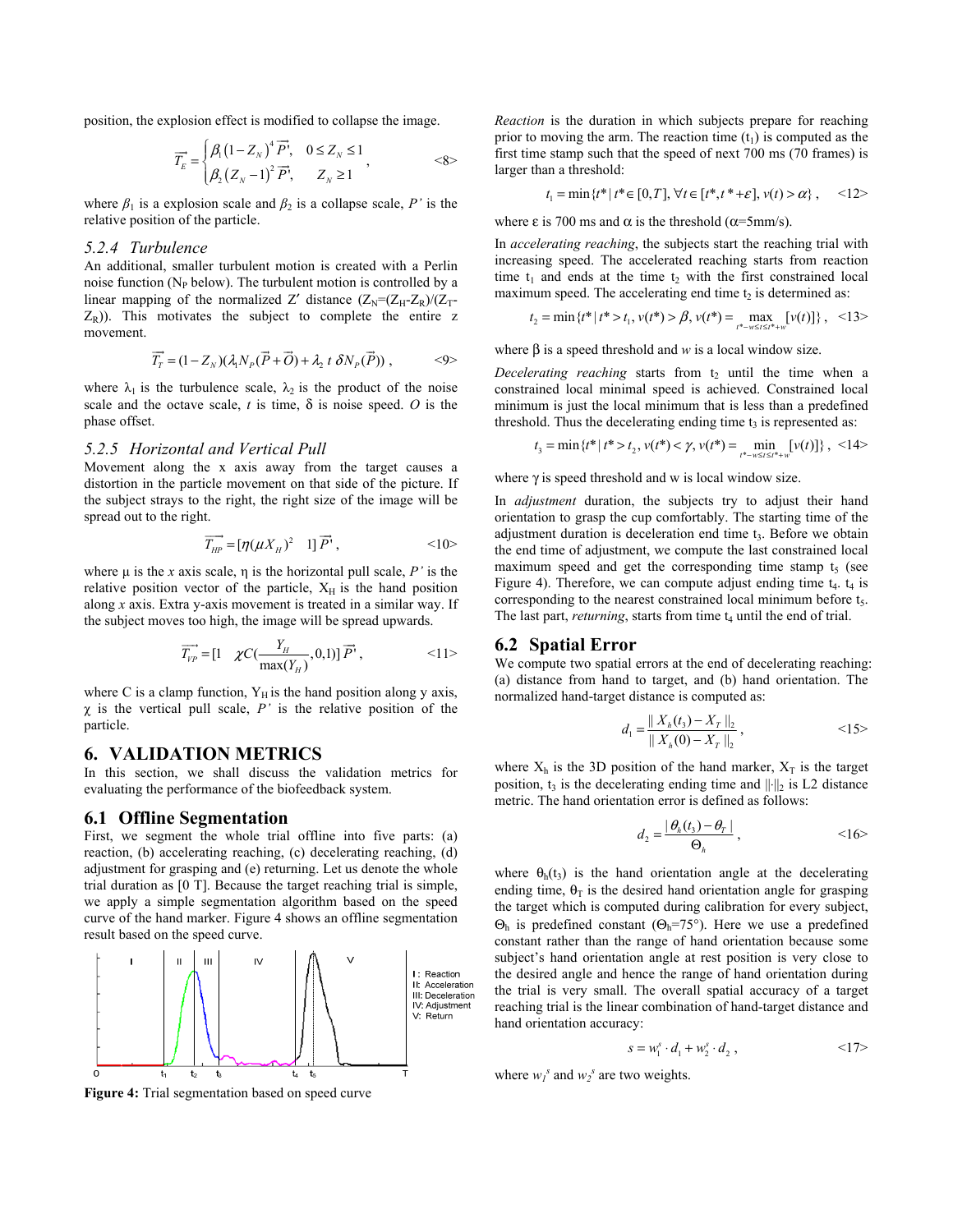position, the explosion effect is modified to collapse the image.

$$\overrightarrow{T_E} = \begin{cases} \beta_1 (1 - Z_N)^4 \overrightarrow{P'}, & 0 \le Z_N \le 1 \\ \beta_2 (Z_N - 1)^2 \overrightarrow{P'}, & Z_N \ge 1 \end{cases}, \quad \text{<8>}$$

where $\beta_1$ is a explosion scale and $\beta_2$ is a collapse scale, $P'$ is the relative position of the particle.

### 5.2.4 Turbulence

An additional, smaller turbulent motion is created with a Perlin noise function ($N_P$ below). The turbulent motion is controlled by a linear mapping of the normalized Z' distance ($Z_N$=($Z_H$-$Z_R$)/($Z_T$-$Z_R$)). This motivates the subject to complete the entire z movement.

$$\overrightarrow{T_T} = (1 - Z_N)(\lambda_1 N_P(\vec{P} + \vec{O}) + \lambda_2 \; t \; \delta N_P(\vec{P})) , \quad \text{<9>}$$

where $\lambda_1$ is the turbulence scale, $\lambda_2$ is the product of the noise scale and the octave scale, $t$ is time, $\delta$ is noise speed. $O$ is the phase offset.

### 5.2.5 Horizontal and Vertical Pull

Movement along the x axis away from the target causes a distortion in the particle movement on that side of the picture. If the subject strays to the right, the right size of the image will be spread out to the right.

$$\overrightarrow{T_{HP}} = [\eta(\mu X_H)^2 \quad 1] \overrightarrow{P'} , \quad \text{<10>}$$

where $\mu$ is the $x$ axis scale, $\eta$ is the horizontal pull scale, $P'$ is the relative position vector of the particle, $X_H$ is the hand position along $x$ axis. Extra y-axis movement is treated in a similar way. If the subject moves too high, the image will be spread upwards.

$$\overrightarrow{T_{VP}} = [1 \quad \chi C(\frac{Y_H}{\max(Y_H)}, 0, 1)] \overrightarrow{P'} , \quad \text{<11>}$$

where C is a clamp function, $Y_H$ is the hand position along y axis, $\chi$ is the vertical pull scale, $P'$ is the relative position of the particle.

## 6. VALIDATION METRICS

In this section, we shall discuss the validation metrics for evaluating the performance of the biofeedback system.

### 6.1 Offline Segmentation

First, we segment the whole trial offline into five parts: (a) reaction, (b) accelerating reaching, (c) decelerating reaching, (d) adjustment for grasping and (e) returning. Let us denote the whole trial duration as [0 T]. Because the target reaching trial is simple, we apply a simple segmentation algorithm based on the speed curve of the hand marker. Figure 4 shows an offline segmentation result based on the speed curve.

**Figure 4:** Trial segmentation based on speed curve

*Reaction* is the duration in which subjects prepare for reaching prior to moving the arm. The reaction time ($t_1$) is computed as the first time stamp such that the speed of next 700 ms (70 frames) is larger than a threshold:

$$t_1 = \min\{t^* \mid t^* \in [0, T], \forall t \in [t^*, t^* + \varepsilon], v(t) > \alpha\} , \quad \text{<12>}$$

where $\varepsilon$ is 700 ms and $\alpha$ is the threshold ($\alpha$=5mm/s).

In *accelerating reaching*, the subjects start the reaching trial with increasing speed. The accelerated reaching starts from reaction time $t_1$ and ends at the time $t_2$ with the first constrained local maximum speed. The accelerating end time $t_2$ is determined as:

$$t_2 = \min\{t^* \mid t^* > t_1, v(t^*) > \beta, v(t^*) = \max_{t^* - w \le t \le t^* + w} [v(t)]\} , \quad \text{<13>}$$

where $\beta$ is a speed threshold and $w$ is a local window size.

*Decelerating reaching* starts from $t_2$ until the time when a constrained local minimal speed is achieved. Constrained local minimum is just the local minimum that is less than a predefined threshold. Thus the decelerating ending time $t_3$ is represented as:

$$t_3 = \min\{t^* \mid t^* > t_2, v(t^*) < \gamma, v(t^*) = \min_{t^* - w \le t \le t^* + w} [v(t)]\} , \quad \text{<14>}$$

where $\gamma$ is speed threshold and w is local window size.

In *adjustment* duration, the subjects try to adjust their hand orientation to grasp the cup comfortably. The starting time of the adjustment duration is deceleration end time $t_3$. Before we obtain the end time of adjustment, we compute the last constrained local maximum speed and get the corresponding time stamp $t_5$ (see Figure 4). Therefore, we can compute adjust ending time $t_4$. $t_4$ is corresponding to the nearest constrained local minimum before $t_5$. The last part, *returning*, starts from time $t_4$ until the end of trial.

### 6.2 Spatial Error

We compute two spatial errors at the end of decelerating reaching: (a) distance from hand to target, and (b) hand orientation. The normalized hand-target distance is computed as:

$$d_1 = \frac{\| X_h(t_3) - X_T \|_2}{\| X_h(0) - X_T \|_2} , \quad \text{<15>}$$

where $X_h$ is the 3D position of the hand marker, $X_T$ is the target position, $t_3$ is the decelerating ending time and $\|\cdot\|_2$ is L2 distance metric. The hand orientation error is defined as follows:

$$d_2 = \frac{|\theta_h(t_3) - \theta_T|}{\Theta_h} , \quad \text{<16>}$$

where $\theta_h(t_3)$ is the hand orientation angle at the decelerating ending time, $\theta_T$ is the desired hand orientation angle for grasping the target which is computed during calibration for every subject, $\Theta_h$ is predefined constant ($\Theta_h$=75°). Here we use a predefined constant rather than the range of hand orientation because some subject's hand orientation angle at rest position is very close to the desired angle and hence the range of hand orientation during the trial is very small. The overall spatial accuracy of a target reaching trial is the linear combination of hand-target distance and hand orientation accuracy:

$$s = w_1^s \cdot d_1 + w_2^s \cdot d_2 , \quad \text{<17>}$$

where $w_1^s$ and $w_2^s$ are two weights.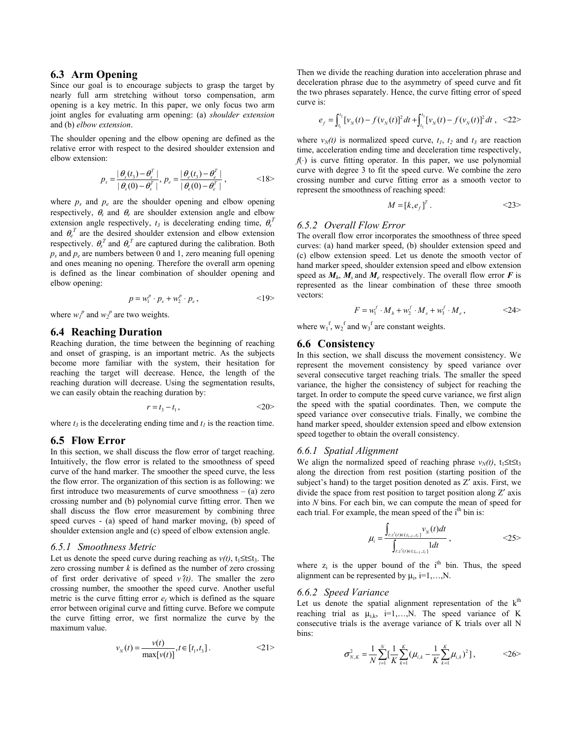## 6.3 Arm Opening

Since our goal is to encourage subjects to grasp the target by nearly full arm stretching without torso compensation, arm opening is a key metric. In this paper, we only focus two arm joint angles for evaluating arm opening: (a) *shoulder extension* and (b) *elbow extension*.

The shoulder opening and the elbow opening are defined as the relative error with respect to the desired shoulder extension and elbow extension:

$$p_s = \frac{|\theta_s(t_3) - \theta_s^T|}{|\theta_s(0) - \theta_s^T|},\ p_e = \frac{|\theta_e(t_3) - \theta_e^T|}{|\theta_e(0) - \theta_e^T|}, \qquad \text{<18>}$$

where $p_s$ and $p_e$ are the shoulder opening and elbow opening respectively, $\theta_s$ and $\theta_e$ are shoulder extension angle and elbow extension angle respectively, $t_3$ is decelerating ending time, $\theta_s^T$ and $\theta_e^T$ are the desired shoulder extension and elbow extension respectively. $\theta_s^T$ and $\theta_e^T$ are captured during the calibration. Both $p_s$ and $p_e$ are numbers between 0 and 1, zero meaning full opening and ones meaning no opening. Therefore the overall arm opening is defined as the linear combination of shoulder opening and elbow opening:

$$p = w_1^p \cdot p_s + w_2^p \cdot p_e, \qquad \text{<19>}$$

where $w_1^p$ and $w_2^p$ are two weights.

## 6.4 Reaching Duration

Reaching duration, the time between the beginning of reaching and onset of grasping, is an important metric. As the subjects become more familiar with the system, their hesitation for reaching the target will decrease. Hence, the length of the reaching duration will decrease. Using the segmentation results, we can easily obtain the reaching duration by:

$$r = t_3 - t_1, \qquad \text{<20>}$$

where $t_3$ is the decelerating ending time and $t_1$ is the reaction time.

## 6.5 Flow Error

In this section, we shall discuss the flow error of target reaching. Intuitively, the flow error is related to the smoothness of speed curve of the hand marker. The smoother the speed curve, the less the flow error. The organization of this section is as following: we first introduce two measurements of curve smoothness – (a) zero crossing number and (b) polynomial curve fitting error. Then we shall discuss the flow error measurement by combining three speed curves - (a) speed of hand marker moving, (b) speed of shoulder extension angle and (c) speed of elbow extension angle.

### 6.5.1 Smoothness Metric

Let us denote the speed curve during reaching as $v(t)$, $t_1 \le t \le t_3$. The zero crossing number $k$ is defined as the number of zero crossing of first order derivative of speed $v'(t)$. The smaller the zero crossing number, the smoother the speed curve. Another useful metric is the curve fitting error $e_f$ which is defined as the square error between original curve and fitting curve. Before we compute the curve fitting error, we first normalize the curve by the maximum value.

$$v_N(t) = \frac{v(t)}{\max[v(t)]}, t \in [t_1, t_3]. \qquad \text{<21>}$$

Then we divide the reaching duration into acceleration phrase and deceleration phrase due to the asymmetry of speed curve and fit the two phrases separately. Hence, the curve fitting error of speed curve is:

$$e_f = \int_{t_1}^{t_2} [v_N(t) - f(v_N(t))]^2 dt + \int_{t_2}^{t_3} [v_N(t) - f(v_N(t))]^2 dt, \qquad \text{<22>}$$

where $v_N(t)$ is normalized speed curve, $t_1$, $t_2$ and $t_3$ are reaction time, acceleration ending time and deceleration time respectively, $f(\cdot)$ is curve fitting operator. In this paper, we use polynomial curve with degree 3 to fit the speed curve. We combine the zero crossing number and curve fitting error as a smooth vector to represent the smoothness of reaching speed:

$$M = [k, e_f]^T. \qquad \text{<23>}$$

### 6.5.2 Overall Flow Error

The overall flow error incorporates the smoothness of three speed curves: (a) hand marker speed, (b) shoulder extension speed and (c) elbow extension speed. Let us denote the smooth vector of hand marker speed, shoulder extension speed and elbow extension speed as $\boldsymbol{M}_h$, $\boldsymbol{M}_s$ and $\boldsymbol{M}_e$ respectively. The overall flow error $\boldsymbol{F}$ is represented as the linear combination of these three smooth vectors:

$$F = w_1^f \cdot M_h + w_2^f \cdot M_s + w_3^f \cdot M_e, \qquad \text{<24>}$$

where $w_1^f$, $w_2^f$ and $w_3^f$ are constant weights.

## 6.6 Consistency

In this section, we shall discuss the movement consistency. We represent the movement consistency by speed variance over several consecutive target reaching trials. The smaller the speed variance, the higher the consistency of subject for reaching the target. In order to compute the speed curve variance, we first align the speed with the spatial coordinates. Then, we compute the speed variance over consecutive trials. Finally, we combine the hand marker speed, shoulder extension speed and elbow extension speed together to obtain the overall consistency.

### 6.6.1 Spatial Alignment

We align the normalized speed of reaching phrase $v_N(t)$, $t_1 \le t \le t_3$ along the direction from rest position (starting position of the subject's hand) to the target position denoted as $Z'$ axis. First, we divide the space from rest position to target position along $Z'$ axis into $N$ bins. For each bin, we can compute the mean of speed for each trial. For example, the mean speed of the i[th] bin is:

$$\mu_i = \frac{\int_{t:z'(t)\in(z_{i-1}, z_i]} v_N(t) dt}{\int_{t:z'(t)\in(z_{i-1}, z_i]} 1 dt}, \qquad \text{<25>}$$

where $z_i$ is the upper bound of the i[th] bin. Thus, the speed alignment can be represented by $\mu_i$, $i=1,\ldots,N$.

### 6.6.2 Speed Variance

Let us denote the spatial alignment representation of the k[th] reaching trial as $\mu_{i,k}$, $i=1,\ldots,N$. The speed variance of K consecutive trials is the average variance of K trials over all N bins:

$$\sigma_{N,K}^2 = \frac{1}{N}\sum_{i=1}^{N}\left[\frac{1}{K}\sum_{k=1}^{K}\left(\mu_{i,k} - \frac{1}{K}\sum_{k=1}^{K}\mu_{i,k}\right)^2\right], \qquad \text{<26>}$$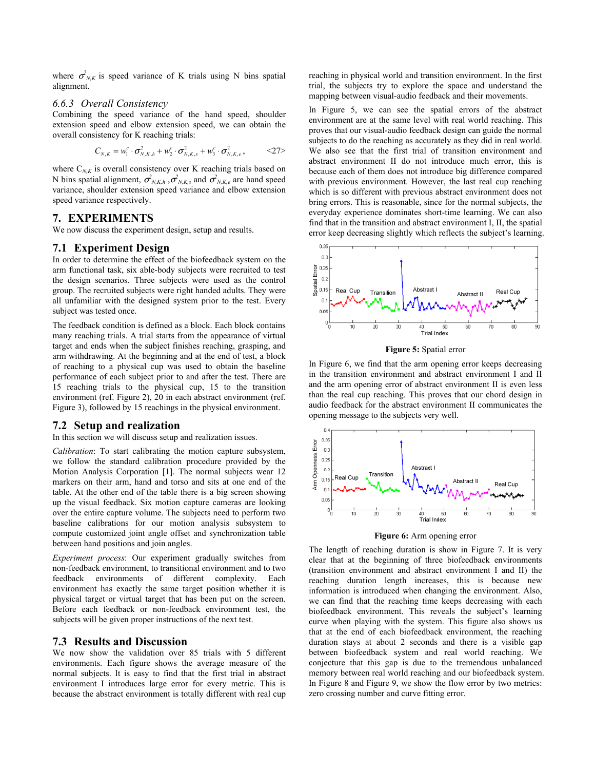where $\sigma^2_{N,K}$ is speed variance of K trials using N bins spatial alignment.

### 6.6.3 Overall Consistency

Combining the speed variance of the hand speed, shoulder extension speed and elbow extension speed, we can obtain the overall consistency for K reaching trials:

$$C_{N,K} = w_1^c \cdot \sigma^2_{N,K,h} + w_2^c \cdot \sigma^2_{N,K,s} + w_3^c \cdot \sigma^2_{N,K,e}, \qquad \text{<27>}$$

where $C_{N,K}$ is overall consistency over K reaching trials based on N bins spatial alignment, $\sigma^2_{N,K,h}$, $\sigma^2_{N,K,s}$ and $\sigma^2_{N,K,e}$ are hand speed variance, shoulder extension speed variance and elbow extension speed variance respectively.

## 7. EXPERIMENTS

We now discuss the experiment design, setup and results.

## 7.1 Experiment Design

In order to determine the effect of the biofeedback system on the arm functional task, six able-body subjects were recruited to test the design scenarios. Three subjects were used as the control group. The recruited subjects were right handed adults. They were all unfamiliar with the designed system prior to the test. Every subject was tested once.

The feedback condition is defined as a block. Each block contains many reaching trials. A trial starts from the appearance of virtual target and ends when the subject finishes reaching, grasping, and arm withdrawing. At the beginning and at the end of test, a block of reaching to a physical cup was used to obtain the baseline performance of each subject prior to and after the test. There are 15 reaching trials to the physical cup, 15 to the transition environment (ref. Figure 2), 20 in each abstract environment (ref. Figure 3), followed by 15 reachings in the physical environment.

## 7.2 Setup and realization

In this section we will discuss setup and realization issues.

*Calibration*: To start calibrating the motion capture subsystem, we follow the standard calibration procedure provided by the Motion Analysis Corporation [1]. The normal subjects wear 12 markers on their arm, hand and torso and sits at one end of the table. At the other end of the table there is a big screen showing up the visual feedback. Six motion capture cameras are looking over the entire capture volume. The subjects need to perform two baseline calibrations for our motion analysis subsystem to compute customized joint angle offset and synchronization table between hand positions and join angles.

*Experiment process*: Our experiment gradually switches from non-feedback environment, to transitional environment and to two feedback environments of different complexity. Each environment has exactly the same target position whether it is physical target or virtual target that has been put on the screen. Before each feedback or non-feedback environment test, the subjects will be given proper instructions of the next test.

## 7.3 Results and Discussion

We now show the validation over 85 trials with 5 different environments. Each figure shows the average measure of the normal subjects. It is easy to find that the first trial in abstract environment I introduces large error for every metric. This is because the abstract environment is totally different with real cup reaching in physical world and transition environment. In the first trial, the subjects try to explore the space and understand the mapping between visual-audio feedback and their movements.

In Figure 5, we can see the spatial errors of the abstract environment are at the same level with real world reaching. This proves that our visual-audio feedback design can guide the normal subjects to do the reaching as accurately as they did in real world. We also see that the first trial of transition environment and abstract environment II do not introduce much error, this is because each of them does not introduce big difference compared with previous environment. However, the last real cup reaching which is so different with previous abstract environment does not bring errors. This is reasonable, since for the normal subjects, the everyday experience dominates short-time learning. We can also find that in the transition and abstract environment I, II, the spatial error keep decreasing slightly which reflects the subject's learning.

**Figure 5:** Spatial error

In Figure 6, we find that the arm opening error keeps decreasing in the transition environment and abstract environment I and II and the arm opening error of abstract environment II is even less than the real cup reaching. This proves that our chord design in audio feedback for the abstract environment II communicates the opening message to the subjects very well.

**Figure 6:** Arm opening error

The length of reaching duration is show in Figure 7. It is very clear that at the beginning of three biofeedback environments (transition environment and abstract environment I and II) the reaching duration length increases, this is because new information is introduced when changing the environment. Also, we can find that the reaching time keeps decreasing with each biofeedback environment. This reveals the subject's learning curve when playing with the system. This figure also shows us that at the end of each biofeedback environment, the reaching duration stays at about 2 seconds and there is a visible gap between biofeedback system and real world reaching. We conjecture that this gap is due to the tremendous unbalanced memory between real world reaching and our biofeedback system. In Figure 8 and Figure 9, we show the flow error by two metrics: zero crossing number and curve fitting error.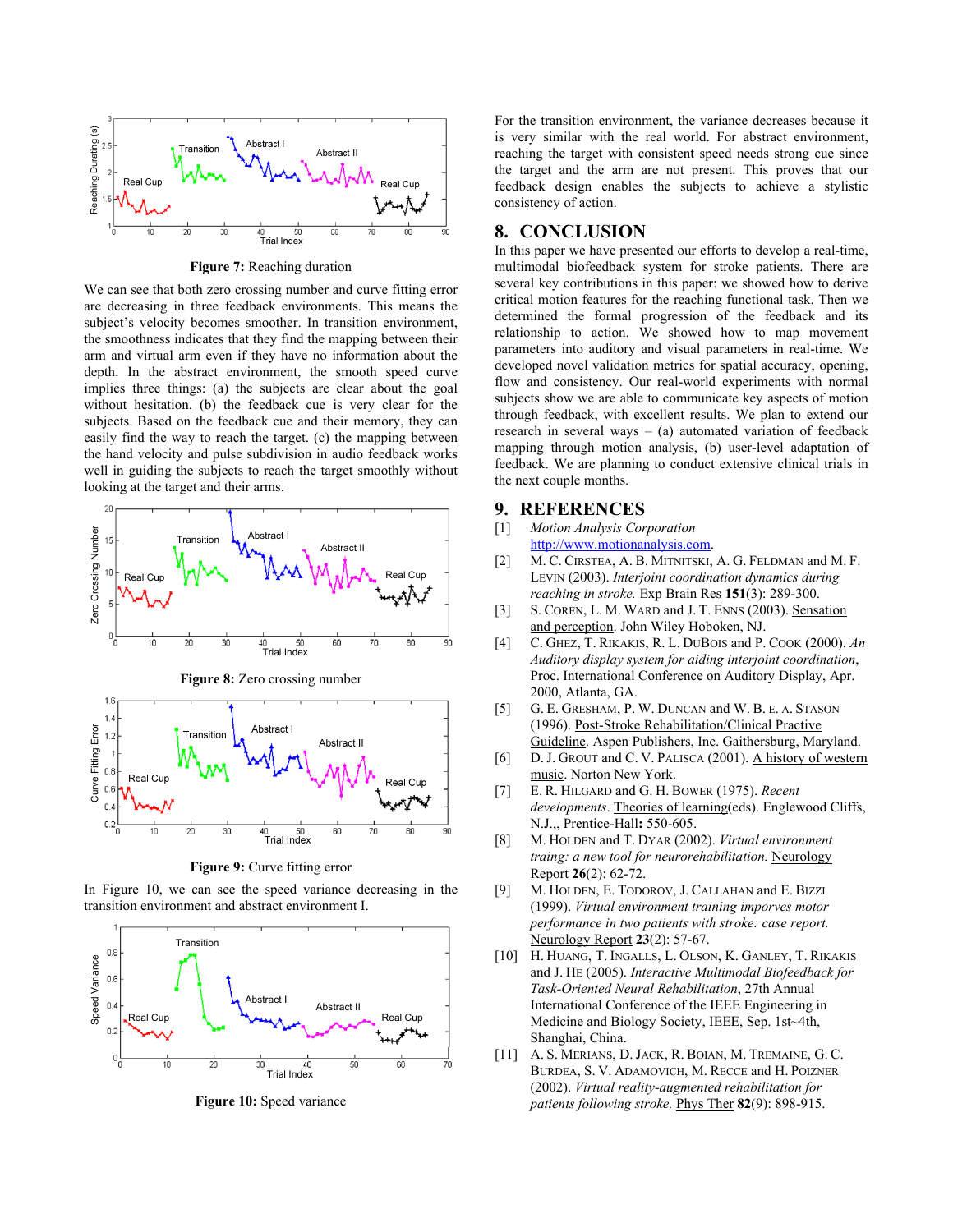Reaching Durating (s)

Real Cup

Transition

Abstract I

Abstract II

Real Cup

Trial Index

**Figure 7:** Reaching duration

We can see that both zero crossing number and curve fitting error are decreasing in three feedback environments. This means the subject's velocity becomes smoother. In transition environment, the smoothness indicates that they find the mapping between their arm and virtual arm even if they have no information about the depth. In the abstract environment, the smooth speed curve implies three things: (a) the subjects are clear about the goal without hesitation. (b) the feedback cue is very clear for the subjects. Based on the feedback cue and their memory, they can easily find the way to reach the target. (c) the mapping between the hand velocity and pulse subdivision in audio feedback works well in guiding the subjects to reach the target smoothly without looking at the target and their arms.

Zero Crossing Number

Real Cup

Transition

Abstract I

Abstract II

Real Cup

Trial Index

**Figure 8:** Zero crossing number

Curve Fitting Error

Real Cup

Transition

Abstract I

Abstract II

Real Cup

Trial Index

**Figure 9:** Curve fitting error

In Figure 10, we can see the speed variance decreasing in the transition environment and abstract environment I.

Speed Variance

Real Cup

Transition

Abstract I

Abstract II

Real Cup

Trial Index

**Figure 10:** Speed variance

For the transition environment, the variance decreases because it is very similar with the real world. For abstract environment, reaching the target with consistent speed needs strong cue since the target and the arm are not present. This proves that our feedback design enables the subjects to achieve a stylistic consistency of action.

## 8. CONCLUSION

In this paper we have presented our efforts to develop a real-time, multimodal biofeedback system for stroke patients. There are several key contributions in this paper: we showed how to derive critical motion features for the reaching functional task. Then we determined the formal progression of the feedback and its relationship to action. We showed how to map movement parameters into auditory and visual parameters in real-time. We developed novel validation metrics for spatial accuracy, opening, flow and consistency. Our real-world experiments with normal subjects show we are able to communicate key aspects of motion through feedback, with excellent results. We plan to extend our research in several ways – (a) automated variation of feedback mapping through motion analysis, (b) user-level adaptation of feedback. We are planning to conduct extensive clinical trials in the next couple months.

## 9. REFERENCES

[1] *Motion Analysis Corporation* http://www.motionanalysis.com.

[2] M. C. CIRSTEA, A. B. MITNITSKI, A. G. FELDMAN and M. F. LEVIN (2003). *Interjoint coordination dynamics during reaching in stroke.* Exp Brain Res **151**(3): 289-300.

[3] S. COREN, L. M. WARD and J. T. ENNS (2003). Sensation and perception. John Wiley Hoboken, NJ.

[4] C. GHEZ, T. RIKAKIS, R. L. DUBOIS and P. COOK (2000). *An Auditory display system for aiding interjoint coordination*, Proc. International Conference on Auditory Display, Apr. 2000, Atlanta, GA.

[5] G. E. GRESHAM, P. W. DUNCAN and W. B. E. A. STASON (1996). Post-Stroke Rehabilitation/Clinical Practive Guideline. Aspen Publishers, Inc. Gaithersburg, Maryland.

[6] D. J. GROUT and C. V. PALISCA (2001). A history of western music. Norton New York.

[7] E. R. HILGARD and G. H. BOWER (1975). *Recent developments*. Theories of learning(eds). Englewood Cliffs, N.J.,, Prentice-Hall**:** 550-605.

[8] M. HOLDEN and T. DYAR (2002). *Virtual environment traing: a new tool for neurorehabilitation.* Neurology Report **26**(2): 62-72.

[9] M. HOLDEN, E. TODOROV, J. CALLAHAN and E. BIZZI (1999). *Virtual environment training imporves motor performance in two patients with stroke: case report.* Neurology Report **23**(2): 57-67.

[10] H. HUANG, T. INGALLS, L. OLSON, K. GANLEY, T. RIKAKIS and J. HE (2005). *Interactive Multimodal Biofeedback for Task-Oriented Neural Rehabilitation*, 27th Annual International Conference of the IEEE Engineering in Medicine and Biology Society, IEEE, Sep. 1st~4th, Shanghai, China.

[11] A. S. MERIANS, D. JACK, R. BOIAN, M. TREMAINE, G. C. BURDEA, S. V. ADAMOVICH, M. RECCE and H. POIZNER (2002). *Virtual reality-augmented rehabilitation for patients following stroke.* Phys Ther **82**(9): 898-915.